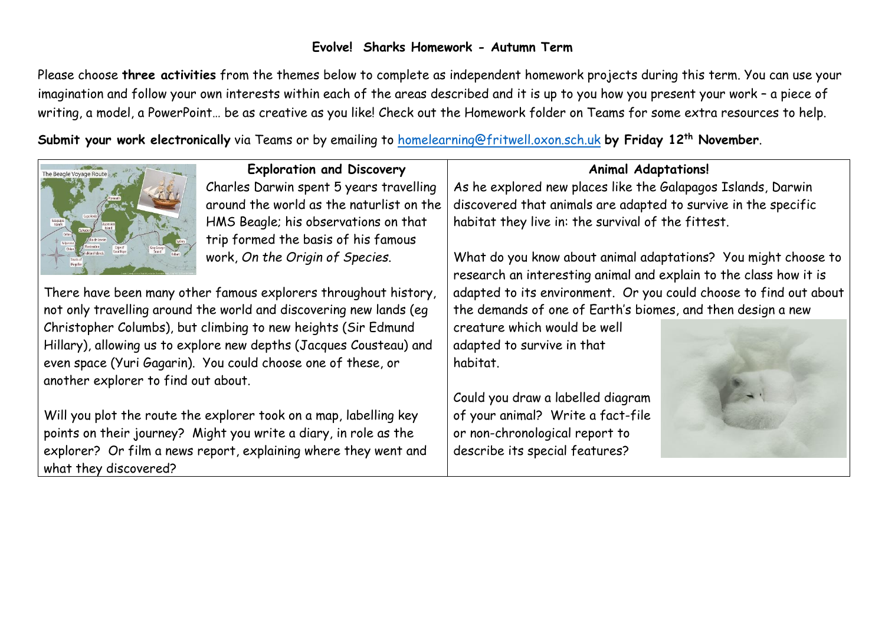**Evolve! Sharks Homework - Autumn Term**

Please choose **three activities** from the themes below to complete as independent homework projects during this term. You can use your imagination and follow your own interests within each of the areas described and it is up to you how you present your work – a piece of writing, a model, a PowerPoint… be as creative as you like! Check out the Homework folder on Teams for some extra resources to help.

**Submit your work electronically** via Teams or by emailing to homelearning@fritwell.oxon.sch.uk **by Friday 12th November**.

## Exploration and Discovery

Charles Darwin spent 5 years travelling around the world as the naturlist on the HMS Beagle; his observations on that trip formed the basis of his famous work, *On the Origin of Species*.

There have been many other famous explorers throughout history, not only travelling around the world and discovering new lands (eg Christopher Columbs), but climbing to new heights (Sir Edmund Hillary), allowing us to explore new depths (Jacques Cousteau) and even space (Yuri Gagarin). You could choose one of these, or another explorer to find out about.

Will you plot the route the explorer took on a map, labelling key points on their journey? Might you write a diary, in role as the explorer? Or film a news report, explaining where they went and what they discovered?

## Animal Adaptations!

As he explored new places like the Galapagos Islands, Darwin discovered that animals are adapted to survive in the specific habitat they live in: the survival of the fittest.

What do you know about animal adaptations? You might choose to research an interesting animal and explain to the class how it is adapted to its environment. Or you could choose to find out about the demands of one of Earth's biomes, and then design a new creature which would be well adapted to survive in that habitat.

Could you draw a labelled diagram of your animal? Write a fact-file or non-chronological report to describe its special features?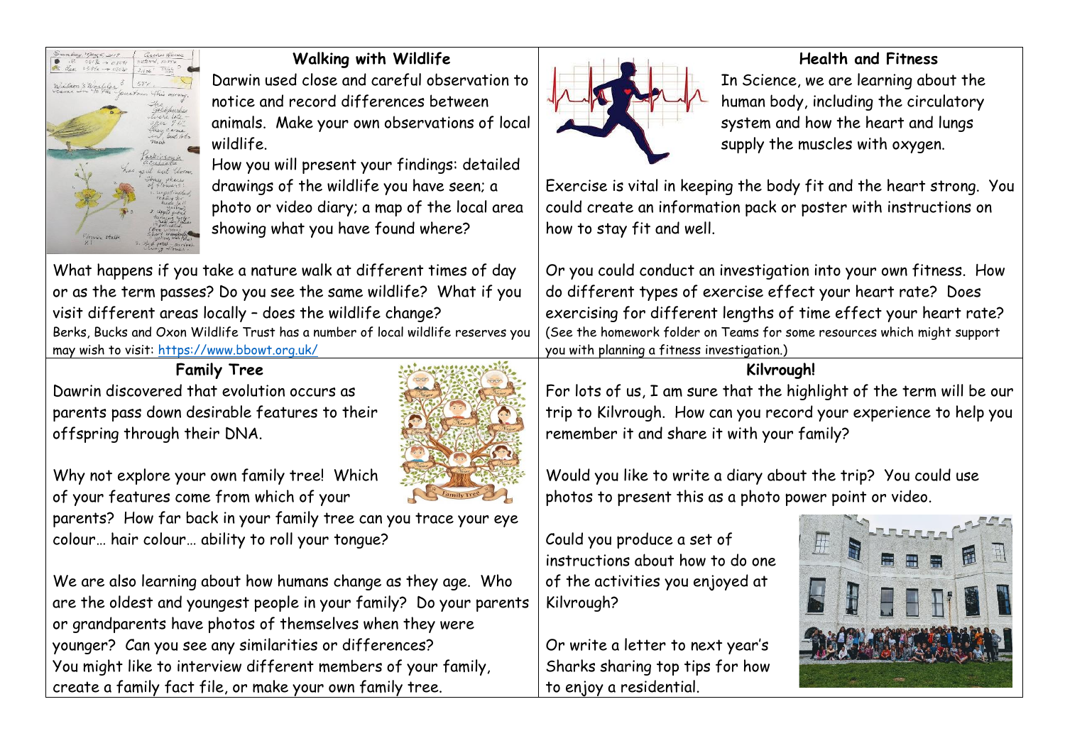## Walking with Wildlife

Darwin used close and careful observation to notice and record differences between animals. Make your own observations of local wildlife.

How you will present your findings: detailed drawings of the wildlife you have seen; a photo or video diary; a map of the local area showing what you have found where?

What happens if you take a nature walk at different times of day or as the term passes? Do you see the same wildlife? What if you visit different areas locally – does the wildlife change?

Berks, Bucks and Oxon Wildlife Trust has a number of local wildlife reserves you may wish to visit: https://www.bbowt.org.uk/

## Health and Fitness

In Science, we are learning about the human body, including the circulatory system and how the heart and lungs supply the muscles with oxygen.

Exercise is vital in keeping the body fit and the heart strong. You could create an information pack or poster with instructions on how to stay fit and well.

Or you could conduct an investigation into your own fitness. How do different types of exercise effect your heart rate? Does exercising for different lengths of time effect your heart rate? (See the homework folder on Teams for some resources which might support you with planning a fitness investigation.)

## Family Tree

Dawrin discovered that evolution occurs as parents pass down desirable features to their offspring through their DNA.

Why not explore your own family tree! Which of your features come from which of your parents? How far back in your family tree can you trace your eye colour… hair colour… ability to roll your tongue?

We are also learning about how humans change as they age. Who are the oldest and youngest people in your family? Do your parents or grandparents have photos of themselves when they were younger? Can you see any similarities or differences?

You might like to interview different members of your family, create a family fact file, or make your own family tree.

## Kilvrough!

For lots of us, I am sure that the highlight of the term will be our trip to Kilvrough. How can you record your experience to help you remember it and share it with your family?

Would you like to write a diary about the trip? You could use photos to present this as a photo power point or video.

Could you produce a set of instructions about how to do one of the activities you enjoyed at Kilvrough?

Or write a letter to next year's Sharks sharing top tips for how to enjoy a residential.